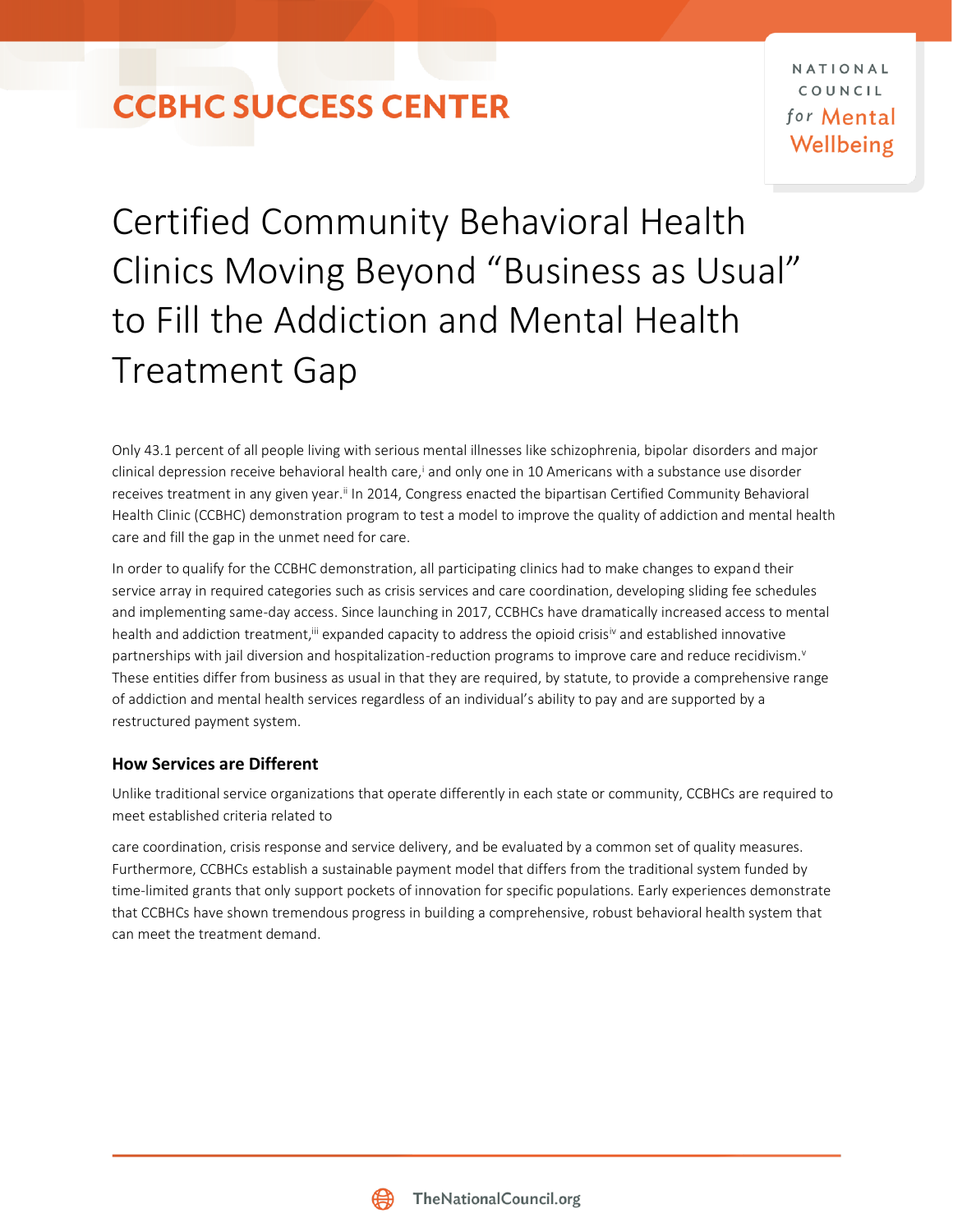CCBHC SUCCESS CENTER

NATIONAL COUNCIL *for* Mental Wellbeing

# Certified Community Behavioral Health Clinics Moving Beyond "Business as Usual" to Fill the Addiction and Mental Health Treatment Gap

Only 43.1 percent of all people living with serious mental illnesses like schizophrenia, bipolar disorders and major clinical depression receive behavioral health care,[i] and only one in 10 Americans with a substance use disorder receives treatment in any given year.[ii] In 2014, Congress enacted the bipartisan Certified Community Behavioral Health Clinic (CCBHC) demonstration program to test a model to improve the quality of addiction and mental health care and fill the gap in the unmet need for care.

In order to qualify for the CCBHC demonstration, all participating clinics had to make changes to expand their service array in required categories such as crisis services and care coordination, developing sliding fee schedules and implementing same-day access. Since launching in 2017, CCBHCs have dramatically increased access to mental health and addiction treatment,[iii] expanded capacity to address the opioid crisis[iv] and established innovative partnerships with jail diversion and hospitalization-reduction programs to improve care and reduce recidivism.[v] These entities differ from business as usual in that they are required, by statute, to provide a comprehensive range of addiction and mental health services regardless of an individual's ability to pay and are supported by a restructured payment system.

### How Services are Different

Unlike traditional service organizations that operate differently in each state or community, CCBHCs are required to meet established criteria related to care coordination, crisis response and service delivery, and be evaluated by a common set of quality measures. Furthermore, CCBHCs establish a sustainable payment model that differs from the traditional system funded by time-limited grants that only support pockets of innovation for specific populations. Early experiences demonstrate that CCBHCs have shown tremendous progress in building a comprehensive, robust behavioral health system that can meet the treatment demand.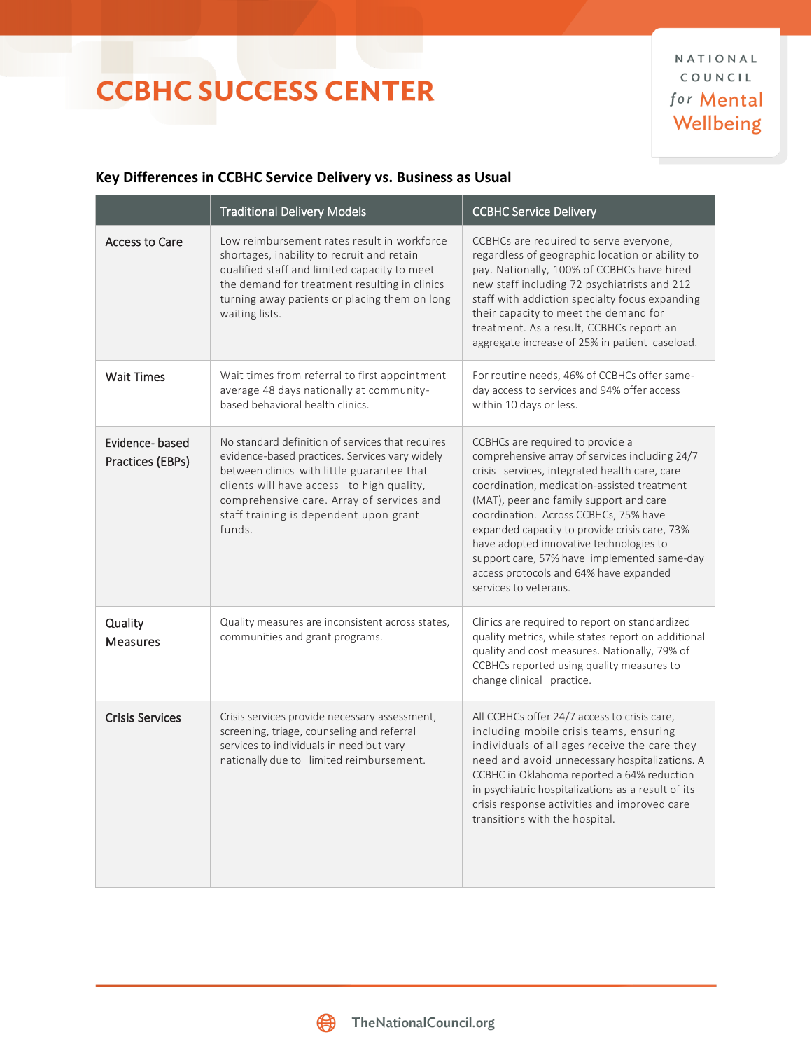# CCBHC SUCCESS CENTER

## Key Differences in CCBHC Service Delivery vs. Business as Usual

| | Traditional Delivery Models | CCBHC Service Delivery |
|---|---|---|
| Access to Care | Low reimbursement rates result in workforce shortages, inability to recruit and retain qualified staff and limited capacity to meet the demand for treatment resulting in clinics turning away patients or placing them on long waiting lists. | CCBHCs are required to serve everyone, regardless of geographic location or ability to pay. Nationally, 100% of CCBHCs have hired new staff including 72 psychiatrists and 212 staff with addiction specialty focus expanding their capacity to meet the demand for treatment. As a result, CCBHCs report an aggregate increase of 25% in patient caseload. |
| Wait Times | Wait times from referral to first appointment average 48 days nationally at community-based behavioral health clinics. | For routine needs, 46% of CCBHCs offer same-day access to services and 94% offer access within 10 days or less. |
| Evidence- based Practices (EBPs) | No standard definition of services that requires evidence-based practices. Services vary widely between clinics with little guarantee that clients will have access to high quality, comprehensive care. Array of services and staff training is dependent upon grant funds. | CCBHCs are required to provide a comprehensive array of services including 24/7 crisis services, integrated health care, care coordination, medication-assisted treatment (MAT), peer and family support and care coordination. Across CCBHCs, 75% have expanded capacity to provide crisis care, 73% have adopted innovative technologies to support care, 57% have implemented same-day access protocols and 64% have expanded services to veterans. |
| Quality Measures | Quality measures are inconsistent across states, communities and grant programs. | Clinics are required to report on standardized quality metrics, while states report on additional quality and cost measures. Nationally, 79% of CCBHCs reported using quality measures to change clinical practice. |
| Crisis Services | Crisis services provide necessary assessment, screening, triage, counseling and referral services to individuals in need but vary nationally due to limited reimbursement. | All CCBHCs offer 24/7 access to crisis care, including mobile crisis teams, ensuring individuals of all ages receive the care they need and avoid unnecessary hospitalizations. A CCBHC in Oklahoma reported a 64% reduction in psychiatric hospitalizations as a result of its crisis response activities and improved care transitions with the hospital. |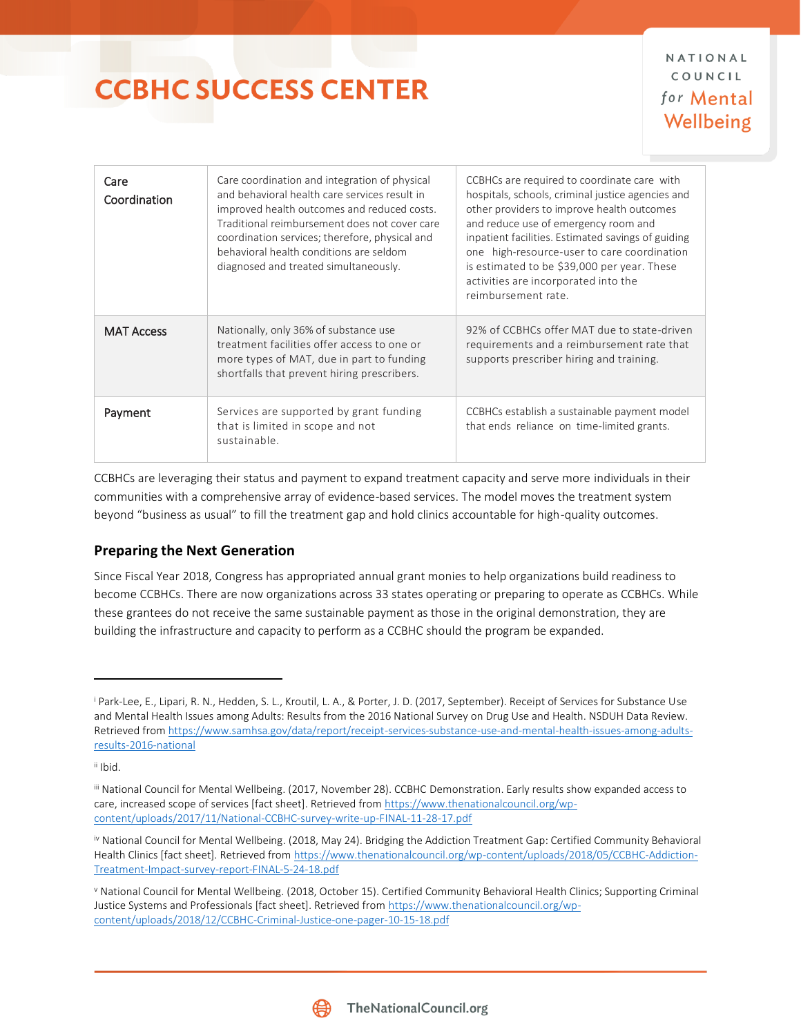| | | |
|---|---|---|
| Care Coordination | Care coordination and integration of physical and behavioral health care services result in improved health outcomes and reduced costs. Traditional reimbursement does not cover care coordination services; therefore, physical and behavioral health conditions are seldom diagnosed and treated simultaneously. | CCBHCs are required to coordinate care with hospitals, schools, criminal justice agencies and other providers to improve health outcomes and reduce use of emergency room and inpatient facilities. Estimated savings of guiding one high-resource-user to care coordination is estimated to be $39,000 per year. These activities are incorporated into the reimbursement rate. |
| MAT Access | Nationally, only 36% of substance use treatment facilities offer access to one or more types of MAT, due in part to funding shortfalls that prevent hiring prescribers. | 92% of CCBHCs offer MAT due to state-driven requirements and a reimbursement rate that supports prescriber hiring and training. |
| Payment | Services are supported by grant funding that is limited in scope and not sustainable. | CCBHCs establish a sustainable payment model that ends reliance on time-limited grants. |

CCBHCs are leveraging their status and payment to expand treatment capacity and serve more individuals in their communities with a comprehensive array of evidence-based services. The model moves the treatment system beyond "business as usual" to fill the treatment gap and hold clinics accountable for high-quality outcomes.

## Preparing the Next Generation

Since Fiscal Year 2018, Congress has appropriated annual grant monies to help organizations build readiness to become CCBHCs. There are now organizations across 33 states operating or preparing to operate as CCBHCs. While these grantees do not receive the same sustainable payment as those in the original demonstration, they are building the infrastructure and capacity to perform as a CCBHC should the program be expanded.

---

[i] Park-Lee, E., Lipari, R. N., Hedden, S. L., Kroutil, L. A., & Porter, J. D. (2017, September). Receipt of Services for Substance Use and Mental Health Issues among Adults: Results from the 2016 National Survey on Drug Use and Health. NSDUH Data Review. Retrieved from https://www.samhsa.gov/data/report/receipt-services-substance-use-and-mental-health-issues-among-adults-results-2016-national

[ii] Ibid.

[iii] National Council for Mental Wellbeing. (2017, November 28). CCBHC Demonstration. Early results show expanded access to care, increased scope of services [fact sheet]. Retrieved from https://www.thenationalcouncil.org/wp-content/uploads/2017/11/National-CCBHC-survey-write-up-FINAL-11-28-17.pdf

[iv] National Council for Mental Wellbeing. (2018, May 24). Bridging the Addiction Treatment Gap: Certified Community Behavioral Health Clinics [fact sheet]. Retrieved from https://www.thenationalcouncil.org/wp-content/uploads/2018/05/CCBHC-Addiction-Treatment-Impact-survey-report-FINAL-5-24-18.pdf

[v] National Council for Mental Wellbeing. (2018, October 15). Certified Community Behavioral Health Clinics; Supporting Criminal Justice Systems and Professionals [fact sheet]. Retrieved from https://www.thenationalcouncil.org/wp-content/uploads/2018/12/CCBHC-Criminal-Justice-one-pager-10-15-18.pdf